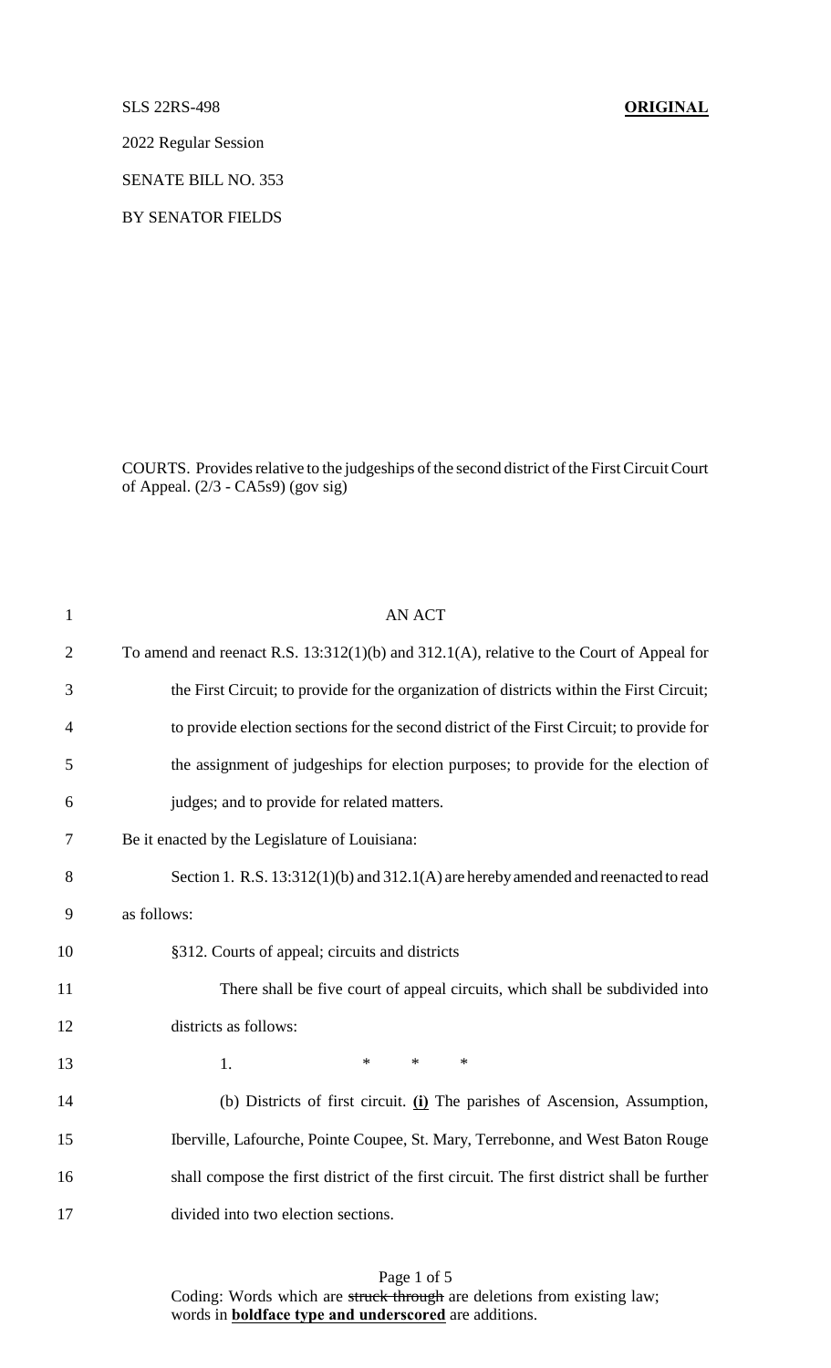SLS 22RS-498 **ORIGINAL**

2022 Regular Session

SENATE BILL NO. 353

BY SENATOR FIELDS

COURTS. Provides relative to the judgeships of the second district of the First Circuit Court of Appeal. (2/3 - CA5s9) (gov sig)

AN ACT

To amend and reenact R.S. 13:312(1)(b) and 312.1(A), relative to the Court of Appeal for the First Circuit; to provide for the organization of districts within the First Circuit; to provide election sections for the second district of the First Circuit; to provide for the assignment of judgeships for election purposes; to provide for the election of judges; and to provide for related matters.

Be it enacted by the Legislature of Louisiana:

Section 1. R.S. 13:312(1)(b) and 312.1(A) are hereby amended and reenacted to read as follows:

§312. Courts of appeal; circuits and districts

There shall be five court of appeal circuits, which shall be subdivided into districts as follows:

1. * * *

(b) Districts of first circuit. **(i)** The parishes of Ascension, Assumption, Iberville, Lafourche, Pointe Coupee, St. Mary, Terrebonne, and West Baton Rouge shall compose the first district of the first circuit. The first district shall be further divided into two election sections.

Coding: Words which are ~~struck through~~ are deletions from existing law; words in **boldface type and underscored** are additions.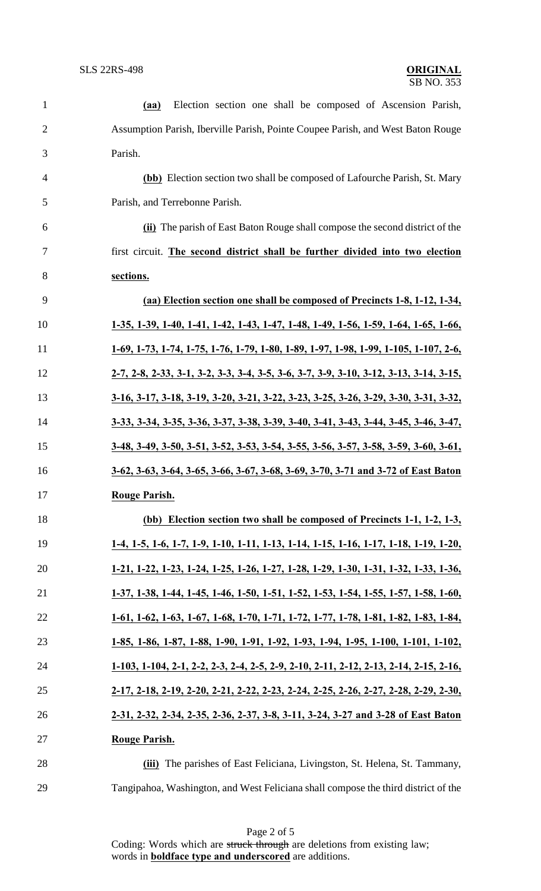**(aa)** Election section one shall be composed of Ascension Parish, Assumption Parish, Iberville Parish, Pointe Coupee Parish, and West Baton Rouge Parish.

**(bb)** Election section two shall be composed of Lafourche Parish, St. Mary Parish, and Terrebonne Parish.

**(ii)** The parish of East Baton Rouge shall compose the second district of the first circuit. **The second district shall be further divided into two election sections.**

**(aa) Election section one shall be composed of Precincts 1-8, 1-12, 1-34, 1-35, 1-39, 1-40, 1-41, 1-42, 1-43, 1-47, 1-48, 1-49, 1-56, 1-59, 1-64, 1-65, 1-66, 1-69, 1-73, 1-74, 1-75, 1-76, 1-79, 1-80, 1-89, 1-97, 1-98, 1-99, 1-105, 1-107, 2-6, 2-7, 2-8, 2-33, 3-1, 3-2, 3-3, 3-4, 3-5, 3-6, 3-7, 3-9, 3-10, 3-12, 3-13, 3-14, 3-15, 3-16, 3-17, 3-18, 3-19, 3-20, 3-21, 3-22, 3-23, 3-25, 3-26, 3-29, 3-30, 3-31, 3-32, 3-33, 3-34, 3-35, 3-36, 3-37, 3-38, 3-39, 3-40, 3-41, 3-43, 3-44, 3-45, 3-46, 3-47, 3-48, 3-49, 3-50, 3-51, 3-52, 3-53, 3-54, 3-55, 3-56, 3-57, 3-58, 3-59, 3-60, 3-61, 3-62, 3-63, 3-64, 3-65, 3-66, 3-67, 3-68, 3-69, 3-70, 3-71 and 3-72 of East Baton Rouge Parish.**

**(bb) Election section two shall be composed of Precincts 1-1, 1-2, 1-3, 1-4, 1-5, 1-6, 1-7, 1-9, 1-10, 1-11, 1-13, 1-14, 1-15, 1-16, 1-17, 1-18, 1-19, 1-20, 1-21, 1-22, 1-23, 1-24, 1-25, 1-26, 1-27, 1-28, 1-29, 1-30, 1-31, 1-32, 1-33, 1-36, 1-37, 1-38, 1-44, 1-45, 1-46, 1-50, 1-51, 1-52, 1-53, 1-54, 1-55, 1-57, 1-58, 1-60, 1-61, 1-62, 1-63, 1-67, 1-68, 1-70, 1-71, 1-72, 1-77, 1-78, 1-81, 1-82, 1-83, 1-84, 1-85, 1-86, 1-87, 1-88, 1-90, 1-91, 1-92, 1-93, 1-94, 1-95, 1-100, 1-101, 1-102, 1-103, 1-104, 2-1, 2-2, 2-3, 2-4, 2-5, 2-9, 2-10, 2-11, 2-12, 2-13, 2-14, 2-15, 2-16, 2-17, 2-18, 2-19, 2-20, 2-21, 2-22, 2-23, 2-24, 2-25, 2-26, 2-27, 2-28, 2-29, 2-30, 2-31, 2-32, 2-34, 2-35, 2-36, 2-37, 3-8, 3-11, 3-24, 3-27 and 3-28 of East Baton Rouge Parish.**

**(iii)** The parishes of East Feliciana, Livingston, St. Helena, St. Tammany, Tangipahoa, Washington, and West Feliciana shall compose the third district of the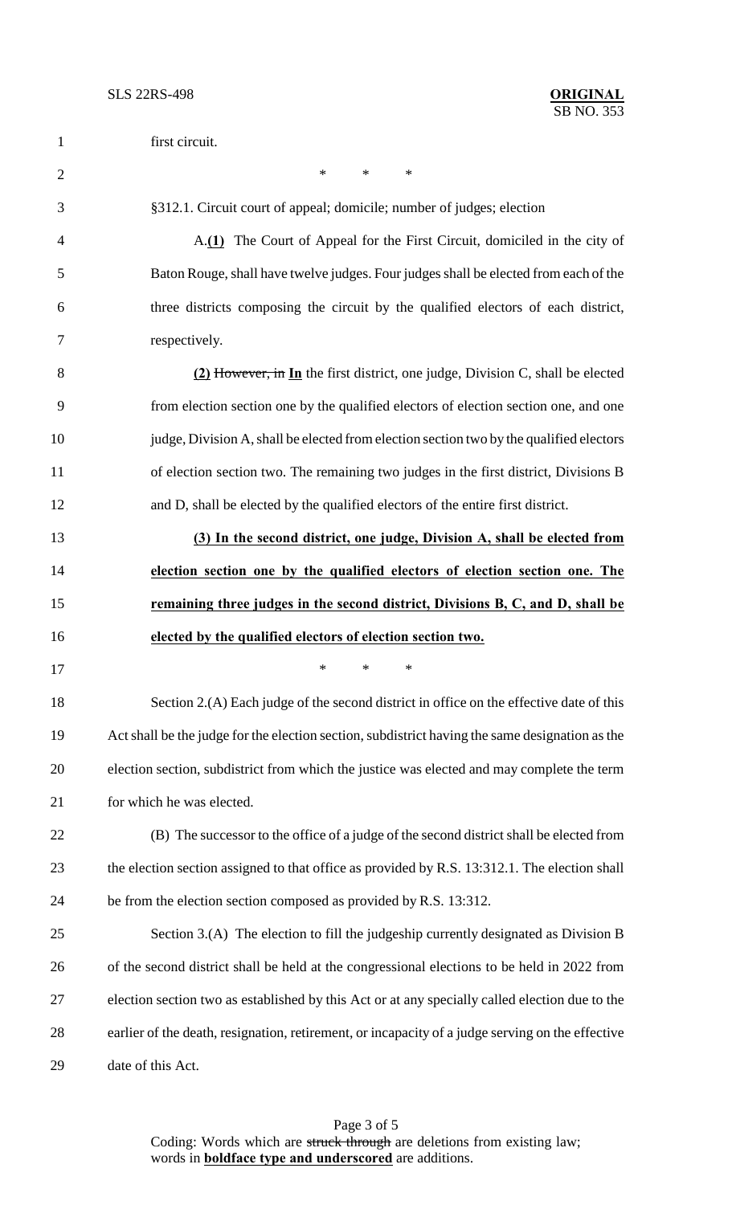first circuit.

\* \* \*

§312.1. Circuit court of appeal; domicile; number of judges; election

A.**(1)** The Court of Appeal for the First Circuit, domiciled in the city of Baton Rouge, shall have twelve judges. Four judges shall be elected from each of the three districts composing the circuit by the qualified electors of each district, respectively.

**(2)** ~~However, in~~ **In** the first district, one judge, Division C, shall be elected from election section one by the qualified electors of election section one, and one judge, Division A, shall be elected from election section two by the qualified electors of election section two. The remaining two judges in the first district, Divisions B and D, shall be elected by the qualified electors of the entire first district.

**(3) In the second district, one judge, Division A, shall be elected from election section one by the qualified electors of election section one. The remaining three judges in the second district, Divisions B, C, and D, shall be elected by the qualified electors of election section two.**

\* \* \*

Section 2.(A) Each judge of the second district in office on the effective date of this Act shall be the judge for the election section, subdistrict having the same designation as the election section, subdistrict from which the justice was elected and may complete the term for which he was elected.

(B) The successor to the office of a judge of the second district shall be elected from the election section assigned to that office as provided by R.S. 13:312.1. The election shall be from the election section composed as provided by R.S. 13:312.

Section 3.(A) The election to fill the judgeship currently designated as Division B of the second district shall be held at the congressional elections to be held in 2022 from election section two as established by this Act or at any specially called election due to the earlier of the death, resignation, retirement, or incapacity of a judge serving on the effective date of this Act.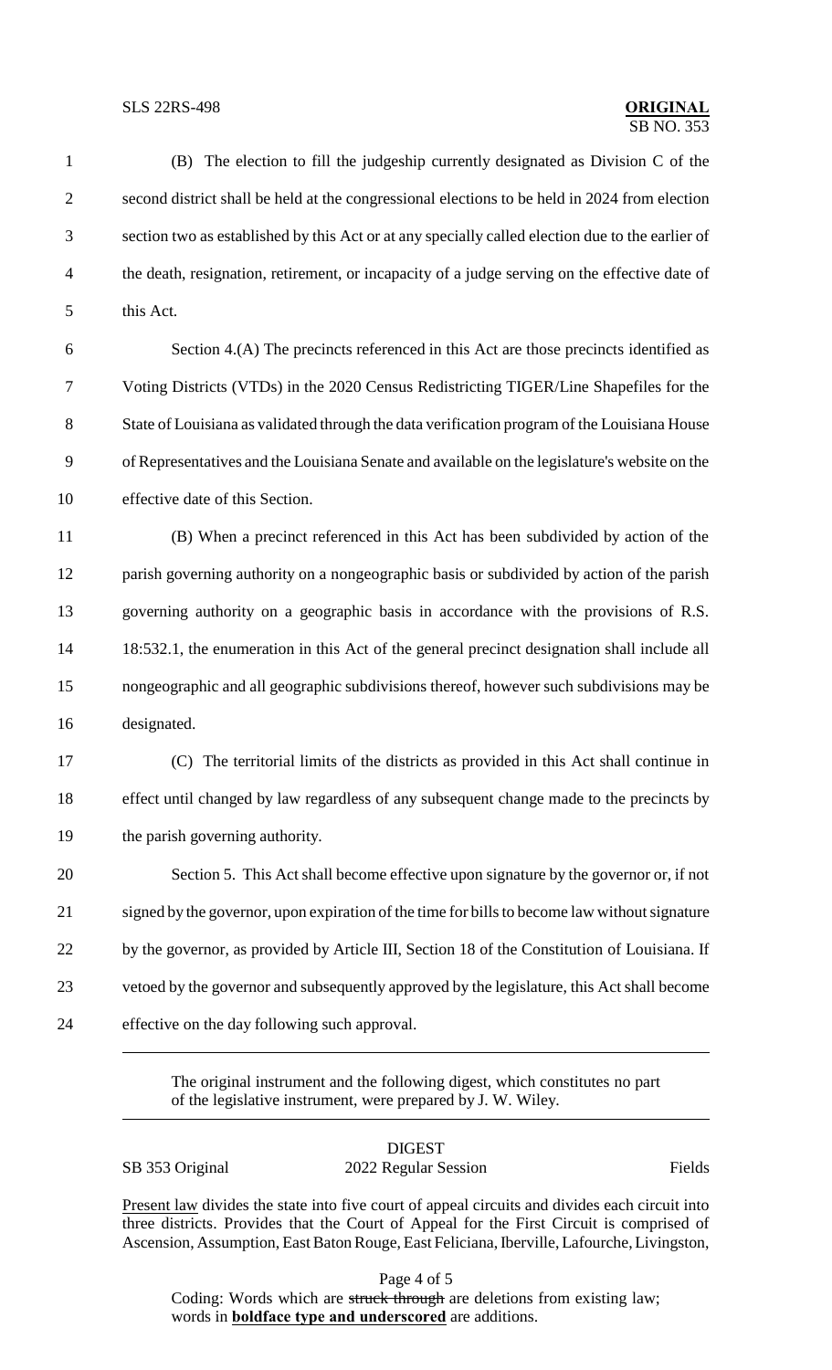(B) The election to fill the judgeship currently designated as Division C of the second district shall be held at the congressional elections to be held in 2024 from election section two as established by this Act or at any specially called election due to the earlier of the death, resignation, retirement, or incapacity of a judge serving on the effective date of this Act.

Section 4.(A) The precincts referenced in this Act are those precincts identified as Voting Districts (VTDs) in the 2020 Census Redistricting TIGER/Line Shapefiles for the State of Louisiana as validated through the data verification program of the Louisiana House of Representatives and the Louisiana Senate and available on the legislature's website on the effective date of this Section.

(B) When a precinct referenced in this Act has been subdivided by action of the parish governing authority on a nongeographic basis or subdivided by action of the parish governing authority on a geographic basis in accordance with the provisions of R.S. 18:532.1, the enumeration in this Act of the general precinct designation shall include all nongeographic and all geographic subdivisions thereof, however such subdivisions may be designated.

(C) The territorial limits of the districts as provided in this Act shall continue in effect until changed by law regardless of any subsequent change made to the precincts by the parish governing authority.

Section 5. This Act shall become effective upon signature by the governor or, if not signed by the governor, upon expiration of the time for bills to become law without signature by the governor, as provided by Article III, Section 18 of the Constitution of Louisiana. If vetoed by the governor and subsequently approved by the legislature, this Act shall become effective on the day following such approval.

---

The original instrument and the following digest, which constitutes no part of the legislative instrument, were prepared by J. W. Wiley.

---

DIGEST

SB 353 Original | 2022 Regular Session | Fields

Present law divides the state into five court of appeal circuits and divides each circuit into three districts. Provides that the Court of Appeal for the First Circuit is comprised of Ascension, Assumption, East Baton Rouge, East Feliciana, Iberville, Lafourche, Livingston,

Coding: Words which are ~~struck through~~ are deletions from existing law; words in **boldface type and underscored** are additions.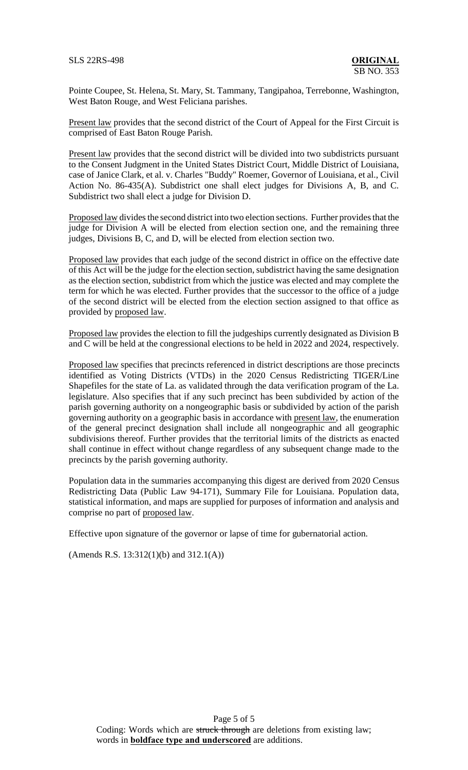Pointe Coupee, St. Helena, St. Mary, St. Tammany, Tangipahoa, Terrebonne, Washington, West Baton Rouge, and West Feliciana parishes.

Present law provides that the second district of the Court of Appeal for the First Circuit is comprised of East Baton Rouge Parish.

Present law provides that the second district will be divided into two subdistricts pursuant to the Consent Judgment in the United States District Court, Middle District of Louisiana, case of Janice Clark, et al. v. Charles "Buddy" Roemer, Governor of Louisiana, et al., Civil Action No. 86-435(A). Subdistrict one shall elect judges for Divisions A, B, and C. Subdistrict two shall elect a judge for Division D.

Proposed law divides the second district into two election sections. Further provides that the judge for Division A will be elected from election section one, and the remaining three judges, Divisions B, C, and D, will be elected from election section two.

Proposed law provides that each judge of the second district in office on the effective date of this Act will be the judge for the election section, subdistrict having the same designation as the election section, subdistrict from which the justice was elected and may complete the term for which he was elected. Further provides that the successor to the office of a judge of the second district will be elected from the election section assigned to that office as provided by proposed law.

Proposed law provides the election to fill the judgeships currently designated as Division B and C will be held at the congressional elections to be held in 2022 and 2024, respectively.

Proposed law specifies that precincts referenced in district descriptions are those precincts identified as Voting Districts (VTDs) in the 2020 Census Redistricting TIGER/Line Shapefiles for the state of La. as validated through the data verification program of the La. legislature. Also specifies that if any such precinct has been subdivided by action of the parish governing authority on a nongeographic basis or subdivided by action of the parish governing authority on a geographic basis in accordance with present law, the enumeration of the general precinct designation shall include all nongeographic and all geographic subdivisions thereof. Further provides that the territorial limits of the districts as enacted shall continue in effect without change regardless of any subsequent change made to the precincts by the parish governing authority.

Population data in the summaries accompanying this digest are derived from 2020 Census Redistricting Data (Public Law 94-171), Summary File for Louisiana. Population data, statistical information, and maps are supplied for purposes of information and analysis and comprise no part of proposed law.

Effective upon signature of the governor or lapse of time for gubernatorial action.

(Amends R.S. 13:312(1)(b) and 312.1(A))

Coding: Words which are ~~struck through~~ are deletions from existing law; words in **boldface type and underscored** are additions.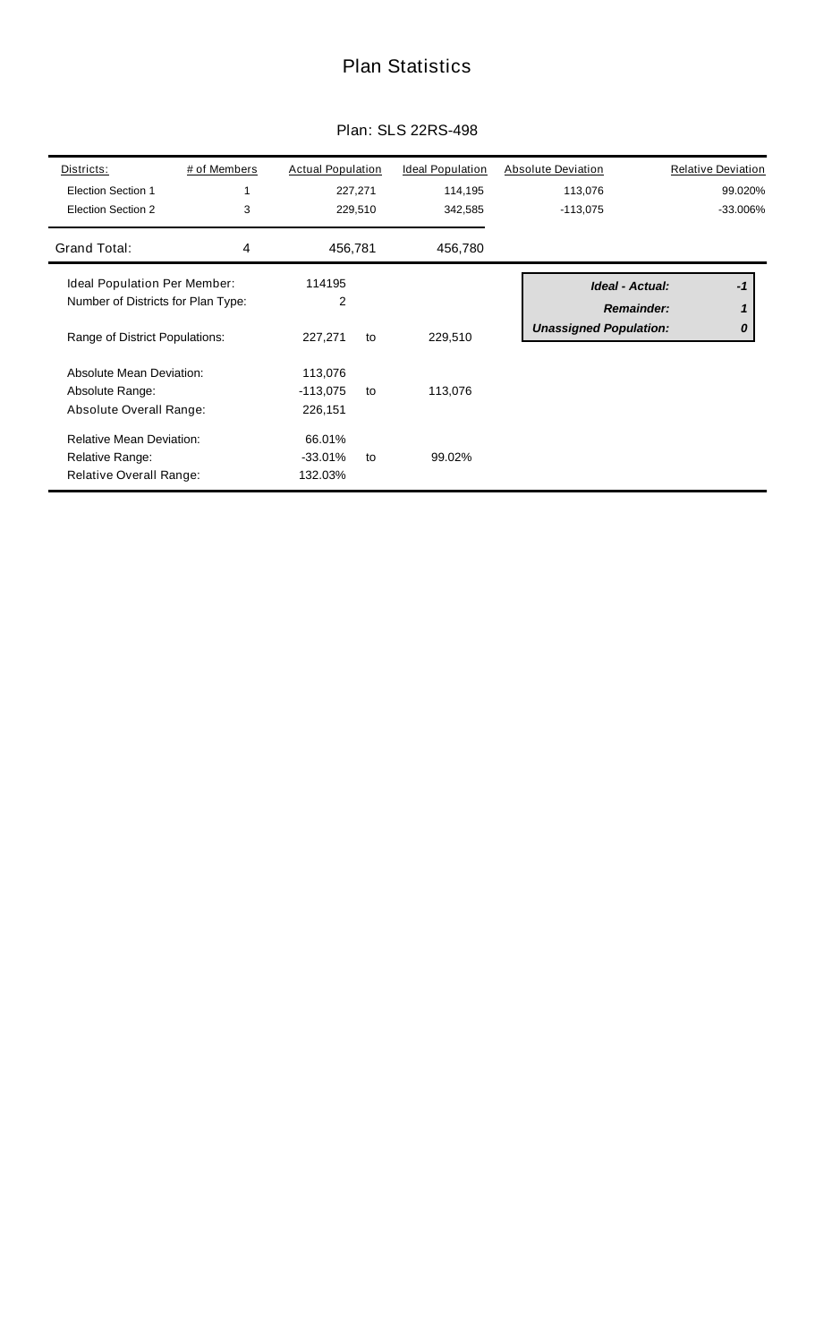# Plan Statistics

## Plan: SLS 22RS-498

| Districts: | # of Members | Actual Population | Ideal Population | Absolute Deviation | Relative Deviation |
|---|---|---|---|---|---|
| Election Section 1 | 1 | 227,271 | 114,195 | 113,076 | 99.020% |
| Election Section 2 | 3 | 229,510 | 342,585 | -113,075 | -33.006% |
| Grand Total: | 4 | 456,781 | 456,780 | | |

| | | | |
|---|---|---|---|
| Ideal Population Per Member: | 114195 | | |
| Number of Districts for Plan Type: | 2 | | |
| Range of District Populations: | 227,271 | to | 229,510 |
| Absolute Mean Deviation: | 113,076 | | |
| Absolute Range: | -113,075 | to | 113,076 |
| Absolute Overall Range: | 226,151 | | |
| Relative Mean Deviation: | 66.01% | | |
| Relative Range: | -33.01% | to | 99.02% |
| Relative Overall Range: | 132.03% | | |

| | |
|---|---|
| ***Ideal - Actual:*** | ***-1*** |
| ***Remainder:*** | ***1*** |
| ***Unassigned Population:*** | ***0*** |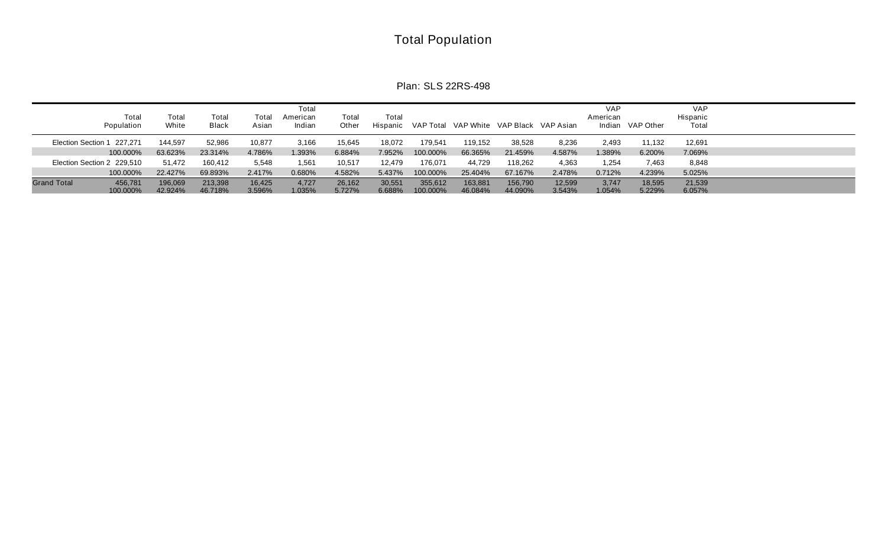# Total Population

## Plan: SLS 22RS-498

| | Total Population | Total White | Total Black | Total Asian | Total American Indian | Total Other | Total Hispanic | VAP Total | VAP White | VAP Black | VAP Asian | VAP American Indian | VAP Other | VAP Hispanic Total |
|---|---|---|---|---|---|---|---|---|---|---|---|---|---|---|
| Election Section 1 | 227,271 | 144,597 | 52,986 | 10,877 | 3,166 | 15,645 | 18,072 | 179,541 | 119,152 | 38,528 | 8,236 | 2,493 | 11,132 | 12,691 |
| | 100.000% | 63.623% | 23.314% | 4.786% | 1.393% | 6.884% | 7.952% | 100.000% | 66.365% | 21.459% | 4.587% | 1.389% | 6.200% | 7.069% |
| Election Section 2 | 229,510 | 51,472 | 160,412 | 5,548 | 1,561 | 10,517 | 12,479 | 176,071 | 44,729 | 118,262 | 4,363 | 1,254 | 7,463 | 8,848 |
| | 100.000% | 22.427% | 69.893% | 2.417% | 0.680% | 4.582% | 5.437% | 100.000% | 25.404% | 67.167% | 2.478% | 0.712% | 4.239% | 5.025% |
| Grand Total | 456,781 | 196,069 | 213,398 | 16,425 | 4,727 | 26,162 | 30,551 | 355,612 | 163,881 | 156,790 | 12,599 | 3,747 | 18,595 | 21,539 |
| | 100.000% | 42.924% | 46.718% | 3.596% | 1.035% | 5.727% | 6.688% | 100.000% | 46.084% | 44.090% | 3.543% | 1.054% | 5.229% | 6.057% |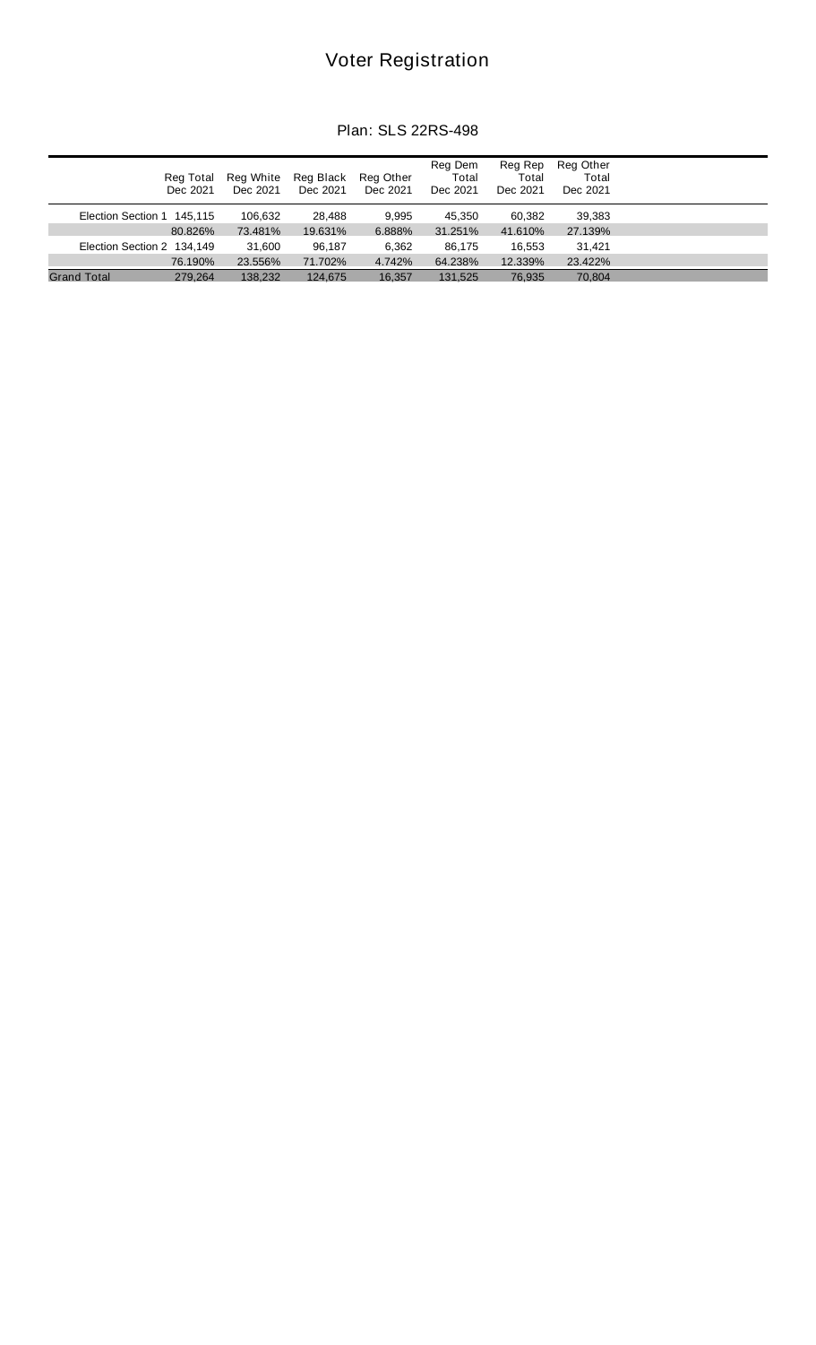# Voter Registration

Plan: SLS 22RS-498

| | Reg Total Dec 2021 | Reg White Dec 2021 | Reg Black Dec 2021 | Reg Other Dec 2021 | Reg Dem Total Dec 2021 | Reg Rep Total Dec 2021 | Reg Other Total Dec 2021 |
|---|---|---|---|---|---|---|---|
| Election Section 1 | 145,115 | 106,632 | 28,488 | 9,995 | 45,350 | 60,382 | 39,383 |
| | 80.826% | 73.481% | 19.631% | 6.888% | 31.251% | 41.610% | 27.139% |
| Election Section 2 | 134,149 | 31,600 | 96,187 | 6,362 | 86,175 | 16,553 | 31,421 |
| | 76.190% | 23.556% | 71.702% | 4.742% | 64.238% | 12.339% | 23.422% |
| Grand Total | 279,264 | 138,232 | 124,675 | 16,357 | 131,525 | 76,935 | 70,804 |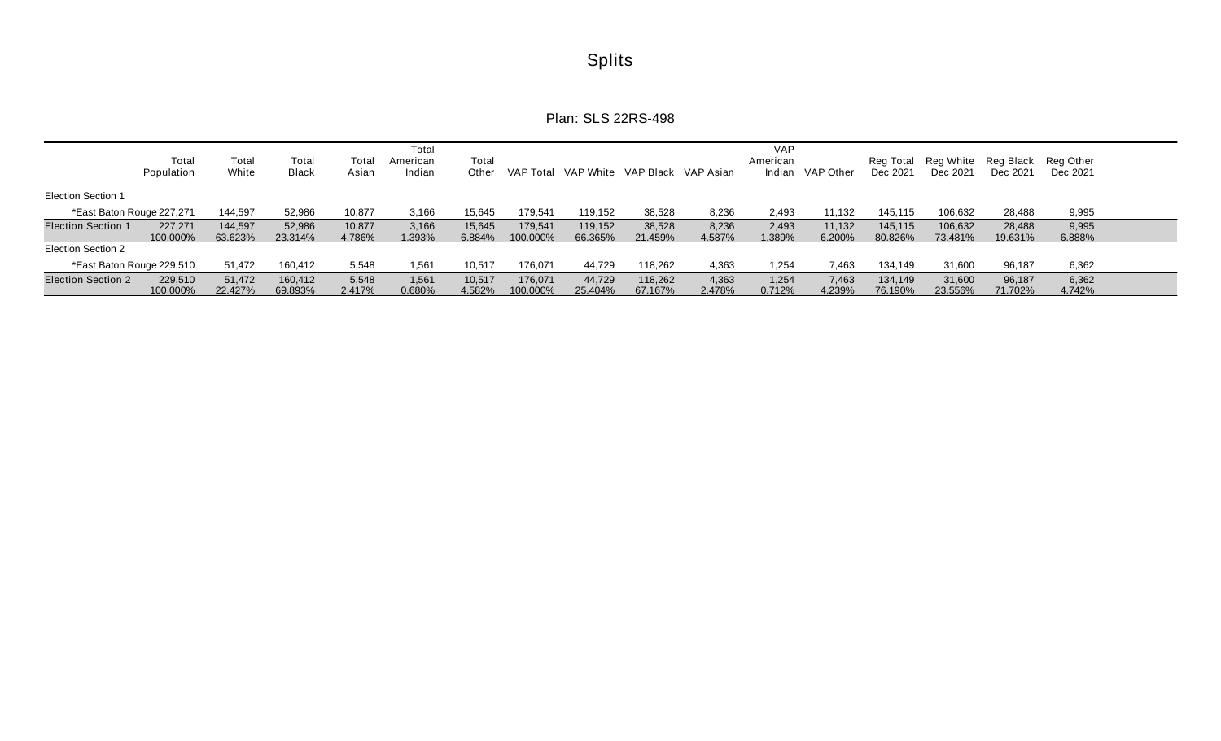# Splits

## Plan: SLS 22RS-498

| | Total Population | Total White | Total Black | Total Asian | Total American Indian | Total Other | VAP Total | VAP White | VAP Black | VAP Asian | VAP American Indian | VAP Other | Reg Total Dec 2021 | Reg White Dec 2021 | Reg Black Dec 2021 | Reg Other Dec 2021 |
|---|---|---|---|---|---|---|---|---|---|---|---|---|---|---|---|---|
| Election Section 1 | | | | | | | | | | | | | | | | |
| *East Baton Rouge | 227,271 | 144,597 | 52,986 | 10,877 | 3,166 | 15,645 | 179,541 | 119,152 | 38,528 | 8,236 | 2,493 | 11,132 | 145,115 | 106,632 | 28,488 | 9,995 |
| Election Section 1 | 227,271 | 144,597 | 52,986 | 10,877 | 3,166 | 15,645 | 179,541 | 119,152 | 38,528 | 8,236 | 2,493 | 11,132 | 145,115 | 106,632 | 28,488 | 9,995 |
| | 100.000% | 63.623% | 23.314% | 4.786% | 1.393% | 6.884% | 100.000% | 66.365% | 21.459% | 4.587% | 1.389% | 6.200% | 80.826% | 73.481% | 19.631% | 6.888% |
| Election Section 2 | | | | | | | | | | | | | | | | |
| *East Baton Rouge | 229,510 | 51,472 | 160,412 | 5,548 | 1,561 | 10,517 | 176,071 | 44,729 | 118,262 | 4,363 | 1,254 | 7,463 | 134,149 | 31,600 | 96,187 | 6,362 |
| Election Section 2 | 229,510 | 51,472 | 160,412 | 5,548 | 1,561 | 10,517 | 176,071 | 44,729 | 118,262 | 4,363 | 1,254 | 7,463 | 134,149 | 31,600 | 96,187 | 6,362 |
| | 100.000% | 22.427% | 69.893% | 2.417% | 0.680% | 4.582% | 100.000% | 25.404% | 67.167% | 2.478% | 0.712% | 4.239% | 76.190% | 23.556% | 71.702% | 4.742% |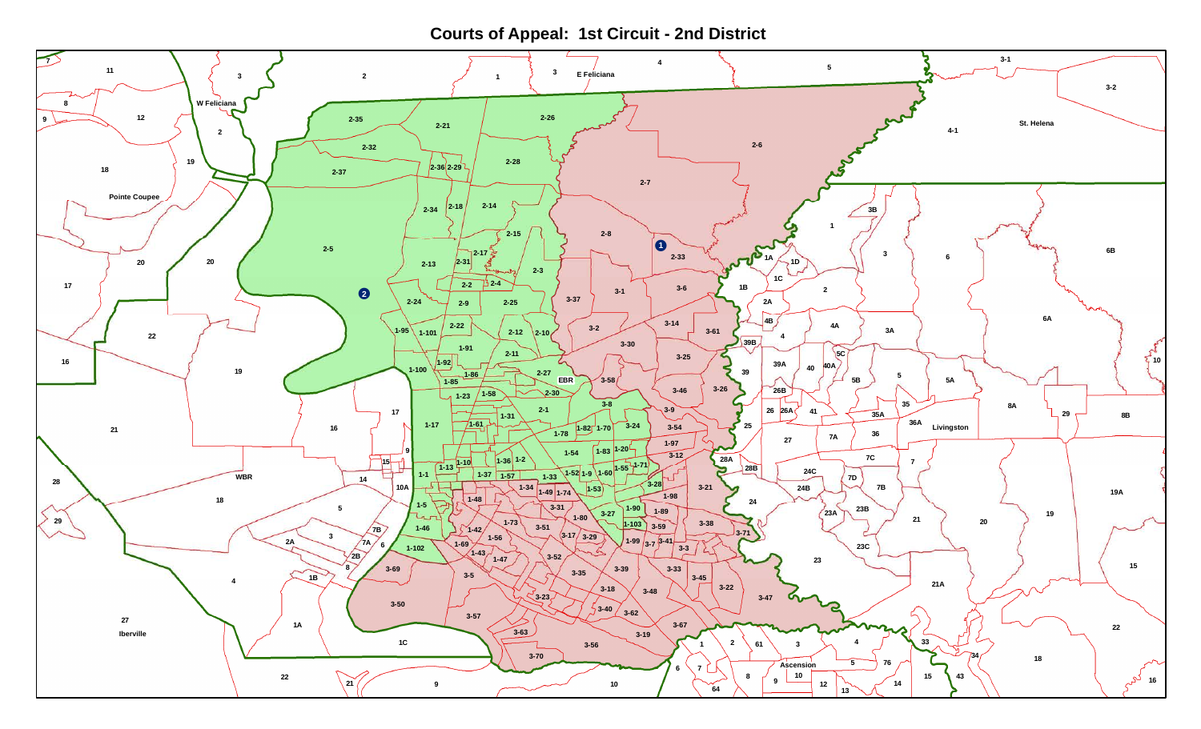# Courts of Appeal: 1st Circuit - 2nd District

W Feliciana

E Feliciana

St. Helena

Pointe Coupee

WBR

EBR

Livingston

Iberville

Ascension

1

2